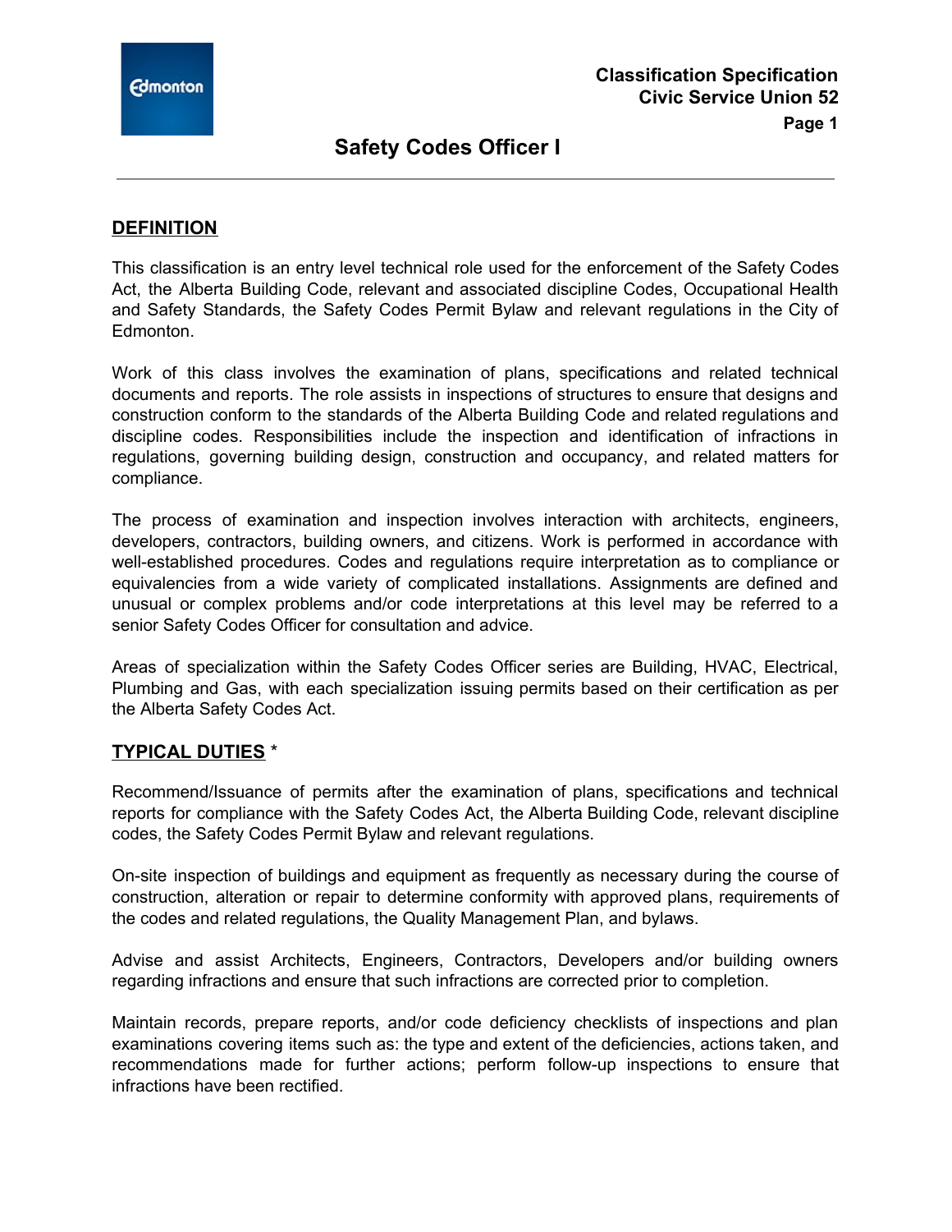Classification Specification
Civic Service Union 52

# Safety Codes Officer I

## DEFINITION

This classification is an entry level technical role used for the enforcement of the Safety Codes Act, the Alberta Building Code, relevant and associated discipline Codes, Occupational Health and Safety Standards, the Safety Codes Permit Bylaw and relevant regulations in the City of Edmonton.

Work of this class involves the examination of plans, specifications and related technical documents and reports. The role assists in inspections of structures to ensure that designs and construction conform to the standards of the Alberta Building Code and related regulations and discipline codes. Responsibilities include the inspection and identification of infractions in regulations, governing building design, construction and occupancy, and related matters for compliance.

The process of examination and inspection involves interaction with architects, engineers, developers, contractors, building owners, and citizens. Work is performed in accordance with well-established procedures. Codes and regulations require interpretation as to compliance or equivalencies from a wide variety of complicated installations. Assignments are defined and unusual or complex problems and/or code interpretations at this level may be referred to a senior Safety Codes Officer for consultation and advice.

Areas of specialization within the Safety Codes Officer series are Building, HVAC, Electrical, Plumbing and Gas, with each specialization issuing permits based on their certification as per the Alberta Safety Codes Act.

## TYPICAL DUTIES *

Recommend/Issuance of permits after the examination of plans, specifications and technical reports for compliance with the Safety Codes Act, the Alberta Building Code, relevant discipline codes, the Safety Codes Permit Bylaw and relevant regulations.

On-site inspection of buildings and equipment as frequently as necessary during the course of construction, alteration or repair to determine conformity with approved plans, requirements of the codes and related regulations, the Quality Management Plan, and bylaws.

Advise and assist Architects, Engineers, Contractors, Developers and/or building owners regarding infractions and ensure that such infractions are corrected prior to completion.

Maintain records, prepare reports, and/or code deficiency checklists of inspections and plan examinations covering items such as: the type and extent of the deficiencies, actions taken, and recommendations made for further actions; perform follow-up inspections to ensure that infractions have been rectified.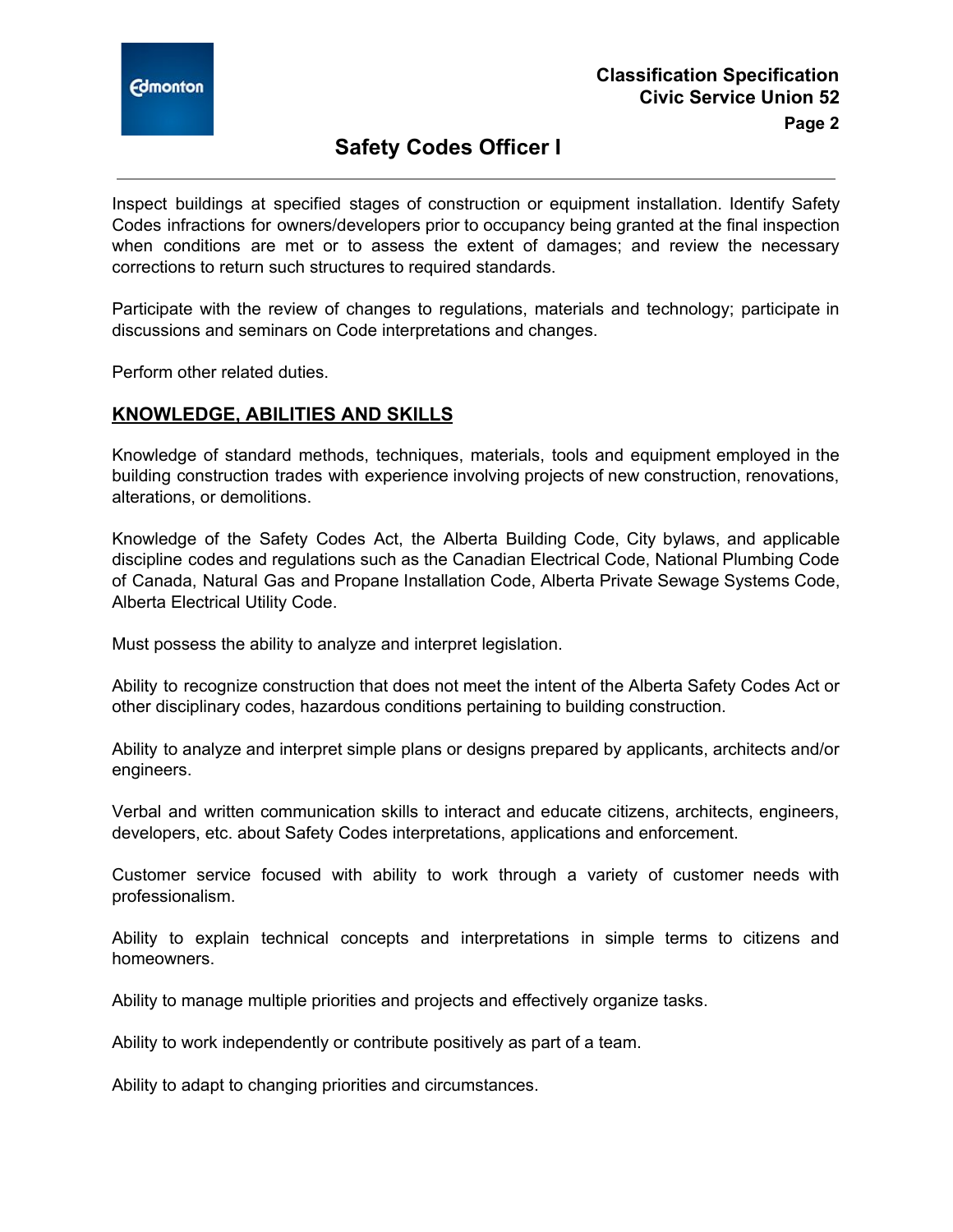Inspect buildings at specified stages of construction or equipment installation. Identify Safety Codes infractions for owners/developers prior to occupancy being granted at the final inspection when conditions are met or to assess the extent of damages; and review the necessary corrections to return such structures to required standards.

Participate with the review of changes to regulations, materials and technology; participate in discussions and seminars on Code interpretations and changes.

Perform other related duties.

## KNOWLEDGE, ABILITIES AND SKILLS

Knowledge of standard methods, techniques, materials, tools and equipment employed in the building construction trades with experience involving projects of new construction, renovations, alterations, or demolitions.

Knowledge of the Safety Codes Act, the Alberta Building Code, City bylaws, and applicable discipline codes and regulations such as the Canadian Electrical Code, National Plumbing Code of Canada, Natural Gas and Propane Installation Code, Alberta Private Sewage Systems Code, Alberta Electrical Utility Code.

Must possess the ability to analyze and interpret legislation.

Ability to recognize construction that does not meet the intent of the Alberta Safety Codes Act or other disciplinary codes, hazardous conditions pertaining to building construction.

Ability to analyze and interpret simple plans or designs prepared by applicants, architects and/or engineers.

Verbal and written communication skills to interact and educate citizens, architects, engineers, developers, etc. about Safety Codes interpretations, applications and enforcement.

Customer service focused with ability to work through a variety of customer needs with professionalism.

Ability to explain technical concepts and interpretations in simple terms to citizens and homeowners.

Ability to manage multiple priorities and projects and effectively organize tasks.

Ability to work independently or contribute positively as part of a team.

Ability to adapt to changing priorities and circumstances.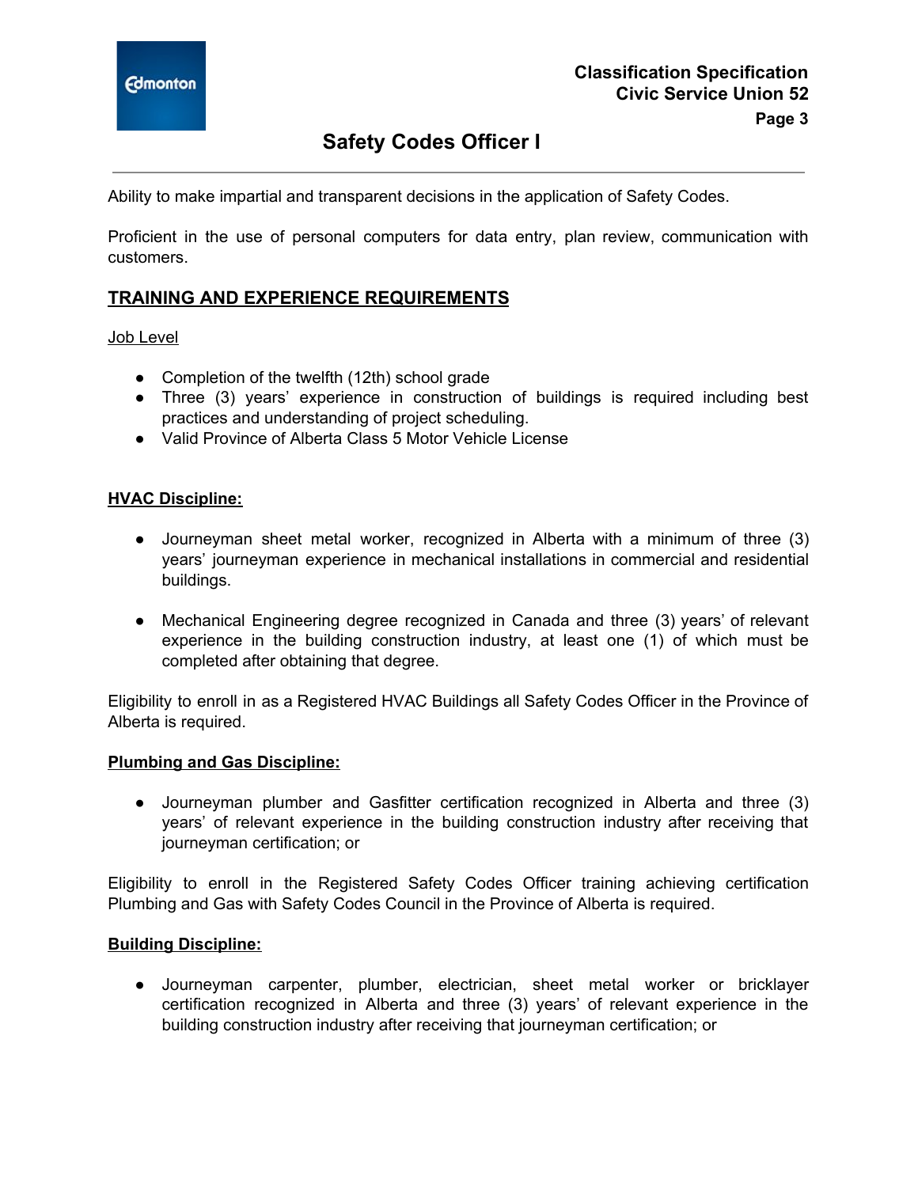Ability to make impartial and transparent decisions in the application of Safety Codes.

Proficient in the use of personal computers for data entry, plan review, communication with customers.

## TRAINING AND EXPERIENCE REQUIREMENTS

Job Level

- Completion of the twelfth (12th) school grade
- Three (3) years' experience in construction of buildings is required including best practices and understanding of project scheduling.
- Valid Province of Alberta Class 5 Motor Vehicle License

### HVAC Discipline:

- Journeyman sheet metal worker, recognized in Alberta with a minimum of three (3) years' journeyman experience in mechanical installations in commercial and residential buildings.

- Mechanical Engineering degree recognized in Canada and three (3) years' of relevant experience in the building construction industry, at least one (1) of which must be completed after obtaining that degree.

Eligibility to enroll in as a Registered HVAC Buildings all Safety Codes Officer in the Province of Alberta is required.

### Plumbing and Gas Discipline:

- Journeyman plumber and Gasfitter certification recognized in Alberta and three (3) years' of relevant experience in the building construction industry after receiving that journeyman certification; or

Eligibility to enroll in the Registered Safety Codes Officer training achieving certification Plumbing and Gas with Safety Codes Council in the Province of Alberta is required.

### Building Discipline:

- Journeyman carpenter, plumber, electrician, sheet metal worker or bricklayer certification recognized in Alberta and three (3) years' of relevant experience in the building construction industry after receiving that journeyman certification; or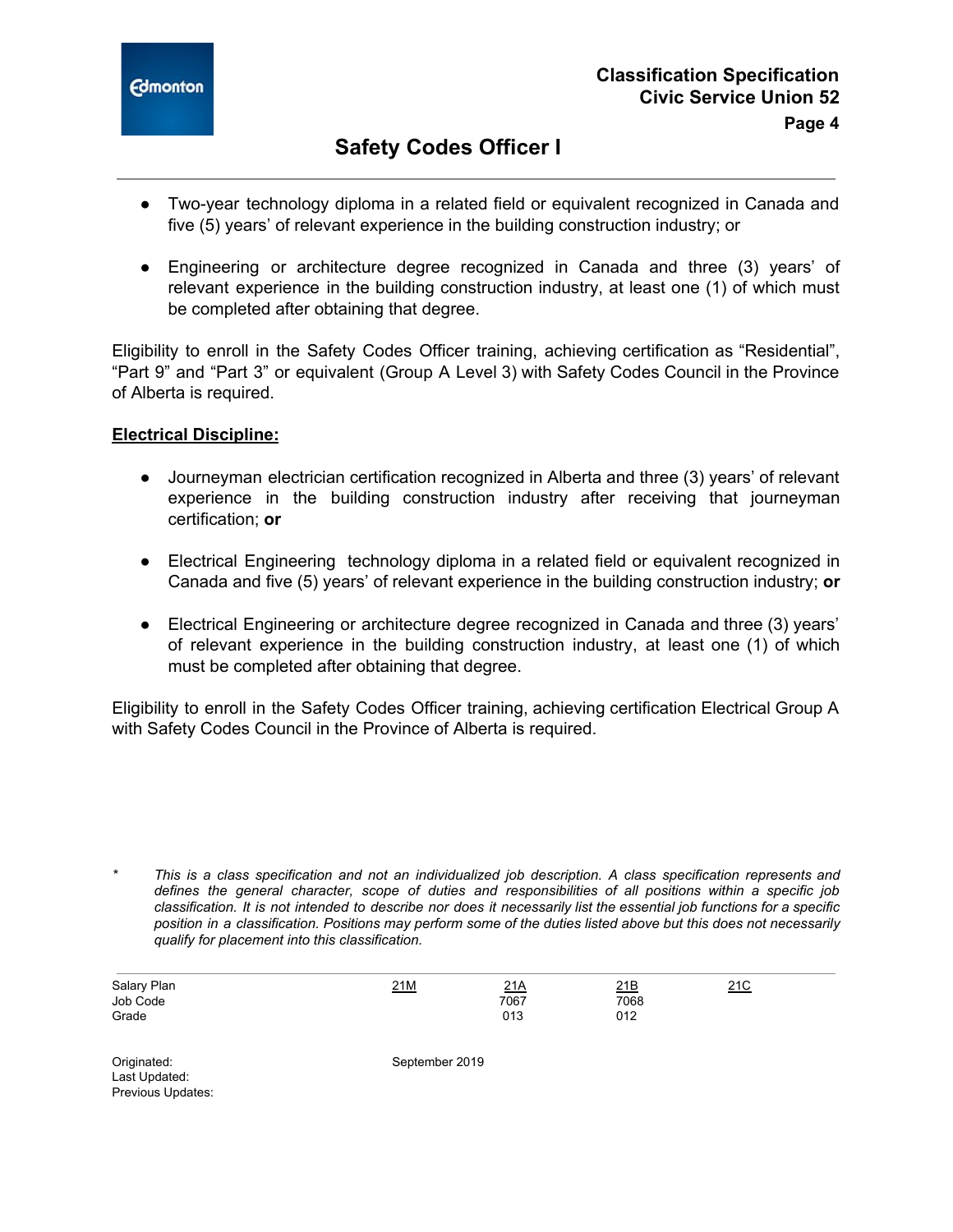- Two-year technology diploma in a related field or equivalent recognized in Canada and five (5) years' of relevant experience in the building construction industry; or

- Engineering or architecture degree recognized in Canada and three (3) years' of relevant experience in the building construction industry, at least one (1) of which must be completed after obtaining that degree.

Eligibility to enroll in the Safety Codes Officer training, achieving certification as "Residential", "Part 9" and "Part 3" or equivalent (Group A Level 3) with Safety Codes Council in the Province of Alberta is required.

**Electrical Discipline:**

- Journeyman electrician certification recognized in Alberta and three (3) years' of relevant experience in the building construction industry after receiving that journeyman certification; **or**

- Electrical Engineering technology diploma in a related field or equivalent recognized in Canada and five (5) years' of relevant experience in the building construction industry; **or**

- Electrical Engineering or architecture degree recognized in Canada and three (3) years' of relevant experience in the building construction industry, at least one (1) of which must be completed after obtaining that degree.

Eligibility to enroll in the Safety Codes Officer training, achieving certification Electrical Group A with Safety Codes Council in the Province of Alberta is required.

\* *This is a class specification and not an individualized job description. A class specification represents and defines the general character, scope of duties and responsibilities of all positions within a specific job classification. It is not intended to describe nor does it necessarily list the essential job functions for a specific position in a classification. Positions may perform some of the duties listed above but this does not necessarily qualify for placement into this classification.*

| | | | | |
|---|---|---|---|---|
| Salary Plan | 21M | 21A | 21B | 21C |
| Job Code | | 7067 | 7068 | |
| Grade | | 013 | 012 | |

| | |
|---|---|
| Originated: | September 2019 |
| Last Updated: | |
| Previous Updates: | |